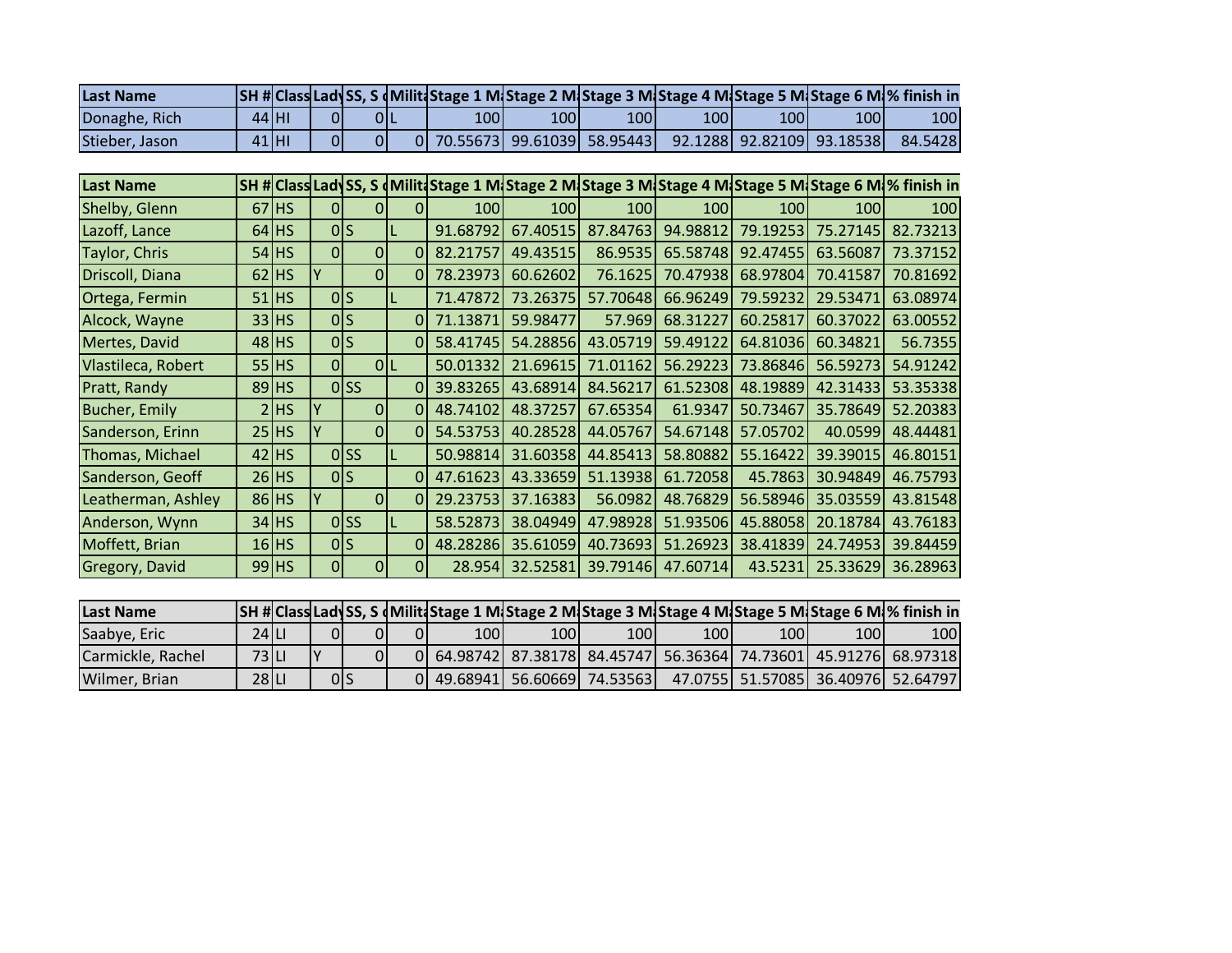| Last Name | SH # | Class | Lady | SS, S | Milita | Stage 1 M | Stage 2 M | Stage 3 M | Stage 4 M | Stage 5 M | Stage 6 M | % finish in |
|---|---|---|---|---|---|---|---|---|---|---|---|---|
| Donaghe, Rich | 44 | HI | 0 | 0 | L | 100 | 100 | 100 | 100 | 100 | 100 | 100 |
| Stieber, Jason | 41 | HI | 0 | 0 | 0 | 70.55673 | 99.61039 | 58.95443 | 92.1288 | 92.82109 | 93.18538 | 84.5428 |

| Last Name | SH # | Class | Lady | SS, S | Milita | Stage 1 M | Stage 2 M | Stage 3 M | Stage 4 M | Stage 5 M | Stage 6 M | % finish in |
|---|---|---|---|---|---|---|---|---|---|---|---|---|
| Shelby, Glenn | 67 | HS | 0 | 0 | 0 | 100 | 100 | 100 | 100 | 100 | 100 | 100 |
| Lazoff, Lance | 64 | HS | 0 | S | L | 91.68792 | 67.40515 | 87.84763 | 94.98812 | 79.19253 | 75.27145 | 82.73213 |
| Taylor, Chris | 54 | HS | 0 | 0 | 0 | 82.21757 | 49.43515 | 86.9535 | 65.58748 | 92.47455 | 63.56087 | 73.37152 |
| Driscoll, Diana | 62 | HS | Y | 0 | 0 | 78.23973 | 60.62602 | 76.1625 | 70.47938 | 68.97804 | 70.41587 | 70.81692 |
| Ortega, Fermin | 51 | HS | 0 | S | L | 71.47872 | 73.26375 | 57.70648 | 66.96249 | 79.59232 | 29.53471 | 63.08974 |
| Alcock, Wayne | 33 | HS | 0 | S | 0 | 71.13871 | 59.98477 | 57.969 | 68.31227 | 60.25817 | 60.37022 | 63.00552 |
| Mertes, David | 48 | HS | 0 | S | 0 | 58.41745 | 54.28856 | 43.05719 | 59.49122 | 64.81036 | 60.34821 | 56.7355 |
| Vlastileca, Robert | 55 | HS | 0 | 0 | L | 50.01332 | 21.69615 | 71.01162 | 56.29223 | 73.86846 | 56.59273 | 54.91242 |
| Pratt, Randy | 89 | HS | 0 | SS | 0 | 39.83265 | 43.68914 | 84.56217 | 61.52308 | 48.19889 | 42.31433 | 53.35338 |
| Bucher, Emily | 2 | HS | Y | 0 | 0 | 48.74102 | 48.37257 | 67.65354 | 61.9347 | 50.73467 | 35.78649 | 52.20383 |
| Sanderson, Erinn | 25 | HS | Y | 0 | 0 | 54.53753 | 40.28528 | 44.05767 | 54.67148 | 57.05702 | 40.0599 | 48.44481 |
| Thomas, Michael | 42 | HS | 0 | SS | L | 50.98814 | 31.60358 | 44.85413 | 58.80882 | 55.16422 | 39.39015 | 46.80151 |
| Sanderson, Geoff | 26 | HS | 0 | S | 0 | 47.61623 | 43.33659 | 51.13938 | 61.72058 | 45.7863 | 30.94849 | 46.75793 |
| Leatherman, Ashley | 86 | HS | Y | 0 | 0 | 29.23753 | 37.16383 | 56.0982 | 48.76829 | 56.58946 | 35.03559 | 43.81548 |
| Anderson, Wynn | 34 | HS | 0 | SS | L | 58.52873 | 38.04949 | 47.98928 | 51.93506 | 45.88058 | 20.18784 | 43.76183 |
| Moffett, Brian | 16 | HS | 0 | S | 0 | 48.28286 | 35.61059 | 40.73693 | 51.26923 | 38.41839 | 24.74953 | 39.84459 |
| Gregory, David | 99 | HS | 0 | 0 | 0 | 28.954 | 32.52581 | 39.79146 | 47.60714 | 43.5231 | 25.33629 | 36.28963 |

| Last Name | SH # | Class | Lady | SS, S | Milita | Stage 1 M | Stage 2 M | Stage 3 M | Stage 4 M | Stage 5 M | Stage 6 M | % finish in |
|---|---|---|---|---|---|---|---|---|---|---|---|---|
| Saabye, Eric | 24 | LI | 0 | 0 | 0 | 100 | 100 | 100 | 100 | 100 | 100 | 100 |
| Carmickle, Rachel | 73 | LI | Y | 0 | 0 | 64.98742 | 87.38178 | 84.45747 | 56.36364 | 74.73601 | 45.91276 | 68.97318 |
| Wilmer, Brian | 28 | LI | 0 | S | 0 | 49.68941 | 56.60669 | 74.53563 | 47.0755 | 51.57085 | 36.40976 | 52.64797 |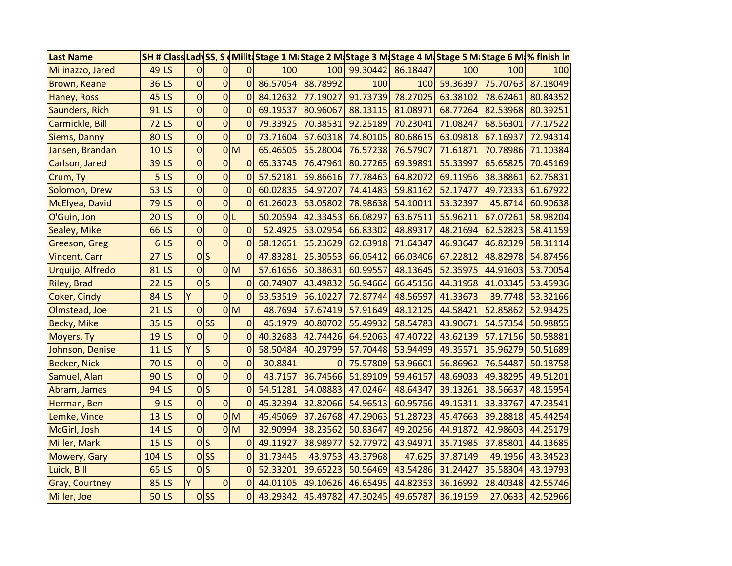| Last Name | SH # | Class | Lady | SS, S | Milita | Stage 1 M | Stage 2 M | Stage 3 M | Stage 4 M | Stage 5 M | Stage 6 M | % finish in |
|---|---|---|---|---|---|---|---|---|---|---|---|---|
| Milinazzo, Jared | 49 | LS | 0 | 0 | 0 | 100 | 100 | 99.30442 | 86.18447 | 100 | 100 | 100 |
| Brown, Keane | 36 | LS | 0 | 0 | 0 | 86.57054 | 88.78992 | 100 | 100 | 59.36397 | 75.70763 | 87.18049 |
| Haney, Ross | 45 | LS | 0 | 0 | 0 | 84.12632 | 77.19027 | 91.73739 | 78.27025 | 63.38102 | 78.62461 | 80.84352 |
| Saunders, Rich | 91 | LS | 0 | 0 | 0 | 69.19537 | 80.96067 | 88.13115 | 81.08971 | 68.77264 | 82.53968 | 80.39251 |
| Carmickle, Bill | 72 | LS | 0 | 0 | 0 | 79.33925 | 70.38531 | 92.25189 | 70.23041 | 71.08247 | 68.56301 | 77.17522 |
| Siems, Danny | 80 | LS | 0 | 0 | 0 | 73.71604 | 67.60318 | 74.80105 | 80.68615 | 63.09818 | 67.16937 | 72.94314 |
| Jansen, Brandan | 10 | LS | 0 | 0 | M | 65.46505 | 55.28004 | 76.57238 | 76.57907 | 71.61871 | 70.78986 | 71.10384 |
| Carlson, Jared | 39 | LS | 0 | 0 | 0 | 65.33745 | 76.47961 | 80.27265 | 69.39891 | 55.33997 | 65.65825 | 70.45169 |
| Crum, Ty | 5 | LS | 0 | 0 | 0 | 57.52181 | 59.86616 | 77.78463 | 64.82072 | 69.11956 | 38.38861 | 62.76831 |
| Solomon, Drew | 53 | LS | 0 | 0 | 0 | 60.02835 | 64.97207 | 74.41483 | 59.81162 | 52.17477 | 49.72333 | 61.67922 |
| McElyea, David | 79 | LS | 0 | 0 | 0 | 61.26023 | 63.05802 | 78.98638 | 54.10011 | 53.32397 | 45.8714 | 60.90638 |
| O'Guin, Jon | 20 | LS | 0 | 0 | L | 50.20594 | 42.33453 | 66.08297 | 63.67511 | 55.96211 | 67.07261 | 58.98204 |
| Sealey, Mike | 66 | LS | 0 | 0 | 0 | 52.4925 | 63.02954 | 66.83302 | 48.89317 | 48.21694 | 62.52823 | 58.41159 |
| Greeson, Greg | 6 | LS | 0 | 0 | 0 | 58.12651 | 55.23629 | 62.63918 | 71.64347 | 46.93647 | 46.82329 | 58.31114 |
| Vincent, Carr | 27 | LS | 0 | S | 0 | 47.83281 | 25.30553 | 66.05412 | 66.03406 | 67.22812 | 48.82978 | 54.87456 |
| Urquijo, Alfredo | 81 | LS | 0 | 0 | M | 57.61656 | 50.38631 | 60.99557 | 48.13645 | 52.35975 | 44.91603 | 53.70054 |
| Riley, Brad | 22 | LS | 0 | S | 0 | 60.74907 | 43.49832 | 56.94664 | 66.45156 | 44.31958 | 41.03345 | 53.45936 |
| Coker, Cindy | 84 | LS | Y | 0 | 0 | 53.53519 | 56.10227 | 72.87744 | 48.56597 | 41.33673 | 39.7748 | 53.32166 |
| Olmstead, Joe | 21 | LS | 0 | 0 | M | 48.7694 | 57.67419 | 57.91649 | 48.12125 | 44.58421 | 52.85862 | 52.93425 |
| Becky, Mike | 35 | LS | 0 | SS | 0 | 45.1979 | 40.80702 | 55.49932 | 58.54783 | 43.90671 | 54.57354 | 50.98855 |
| Moyers, Ty | 19 | LS | 0 | 0 | 0 | 40.32683 | 42.74426 | 64.92063 | 47.40722 | 43.62139 | 57.17156 | 50.58881 |
| Johnson, Denise | 11 | LS | Y | S | 0 | 58.50484 | 40.29799 | 57.70448 | 53.94499 | 49.35571 | 35.96279 | 50.51689 |
| Becker, Nick | 70 | LS | 0 | 0 | 0 | 30.8841 | 0 | 75.57809 | 53.96601 | 56.86962 | 76.54487 | 50.18758 |
| Samuel, Alan | 90 | LS | 0 | 0 | 0 | 43.7157 | 36.74566 | 51.89109 | 59.46157 | 48.69033 | 49.38295 | 49.51201 |
| Abram, James | 94 | LS | 0 | S | 0 | 54.51281 | 54.08883 | 47.02464 | 48.64347 | 39.13261 | 38.56637 | 48.15954 |
| Herman, Ben | 9 | LS | 0 | 0 | 0 | 45.32394 | 32.82066 | 54.96513 | 60.95756 | 49.15311 | 33.33767 | 47.23541 |
| Lemke, Vince | 13 | LS | 0 | 0 | M | 45.45069 | 37.26768 | 47.29063 | 51.28723 | 45.47663 | 39.28818 | 45.44254 |
| McGirl, Josh | 14 | LS | 0 | 0 | M | 32.90994 | 38.23562 | 50.83647 | 49.20256 | 44.91872 | 42.98603 | 44.25179 |
| Miller, Mark | 15 | LS | 0 | S | 0 | 49.11927 | 38.98977 | 52.77972 | 43.94971 | 35.71985 | 37.85801 | 44.13685 |
| Mowery, Gary | 104 | LS | 0 | SS | 0 | 31.73445 | 43.9753 | 43.37968 | 47.625 | 37.87149 | 49.1956 | 43.34523 |
| Luick, Bill | 65 | LS | 0 | S | 0 | 52.33201 | 39.65223 | 50.56469 | 43.54286 | 31.24427 | 35.58304 | 43.19793 |
| Gray, Courtney | 85 | LS | Y | 0 | 0 | 44.01105 | 49.10626 | 46.65495 | 44.82353 | 36.16992 | 28.40348 | 42.55746 |
| Miller, Joe | 50 | LS | 0 | SS | 0 | 43.29342 | 45.49782 | 47.30245 | 49.65787 | 36.19159 | 27.0633 | 42.52966 |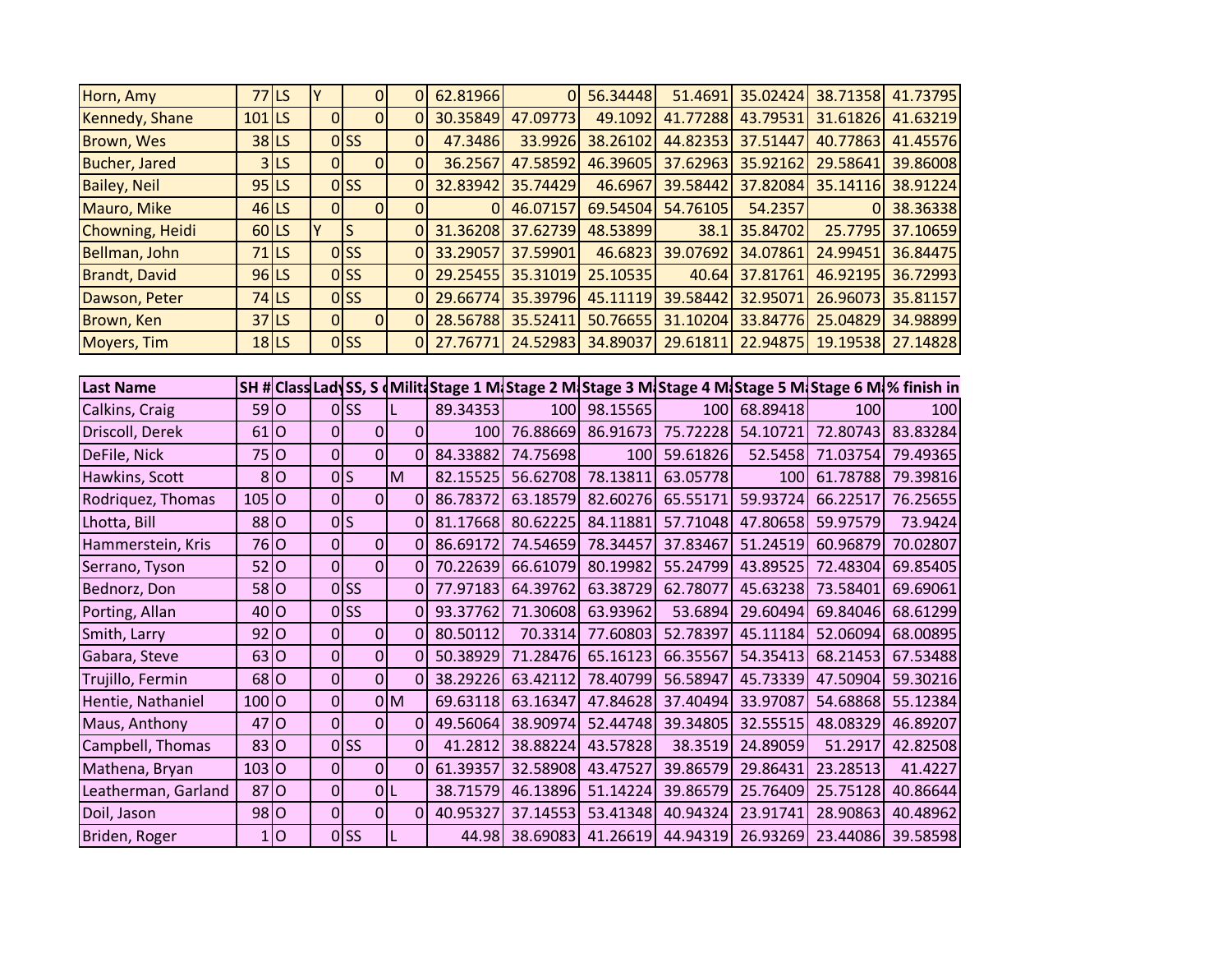| | | | | | | | | | | | | |
|---|---|---|---|---|---|---|---|---|---|---|---|---|
| Horn, Amy | 77 | LS | Y | 0 | 0 | 62.81966 | 0 | 56.34448 | 51.4691 | 35.02424 | 38.71358 | 41.73795 |
| Kennedy, Shane | 101 | LS | 0 | 0 | 0 | 30.35849 | 47.09773 | 49.1092 | 41.77288 | 43.79531 | 31.61826 | 41.63219 |
| Brown, Wes | 38 | LS | 0 | SS | 0 | 47.3486 | 33.9926 | 38.26102 | 44.82353 | 37.51447 | 40.77863 | 41.45576 |
| Bucher, Jared | 3 | LS | 0 | 0 | 0 | 36.2567 | 47.58592 | 46.39605 | 37.62963 | 35.92162 | 29.58641 | 39.86008 |
| Bailey, Neil | 95 | LS | 0 | SS | 0 | 32.83942 | 35.74429 | 46.6967 | 39.58442 | 37.82084 | 35.14116 | 38.91224 |
| Mauro, Mike | 46 | LS | 0 | 0 | 0 | 0 | 46.07157 | 69.54504 | 54.76105 | 54.2357 | 0 | 38.36338 |
| Chowning, Heidi | 60 | LS | Y | S | 0 | 31.36208 | 37.62739 | 48.53899 | 38.1 | 35.84702 | 25.7795 | 37.10659 |
| Bellman, John | 71 | LS | 0 | SS | 0 | 33.29057 | 37.59901 | 46.6823 | 39.07692 | 34.07861 | 24.99451 | 36.84475 |
| Brandt, David | 96 | LS | 0 | SS | 0 | 29.25455 | 35.31019 | 25.10535 | 40.64 | 37.81761 | 46.92195 | 36.72993 |
| Dawson, Peter | 74 | LS | 0 | SS | 0 | 29.66774 | 35.39796 | 45.11119 | 39.58442 | 32.95071 | 26.96073 | 35.81157 |
| Brown, Ken | 37 | LS | 0 | 0 | 0 | 28.56788 | 35.52411 | 50.76655 | 31.10204 | 33.84776 | 25.04829 | 34.98899 |
| Moyers, Tim | 18 | LS | 0 | SS | 0 | 27.76771 | 24.52983 | 34.89037 | 29.61811 | 22.94875 | 19.19538 | 27.14828 |

| Last Name | SH # | Class | Lady | SS, S c | Milita | Stage 1 Ma | Stage 2 Ma | Stage 3 Ma | Stage 4 Ma | Stage 5 Ma | Stage 6 Ma | % finish in |
|---|---|---|---|---|---|---|---|---|---|---|---|---|
| Calkins, Craig | 59 | O | 0 | SS | L | 89.34353 | 100 | 98.15565 | 100 | 68.89418 | 100 | 100 |
| Driscoll, Derek | 61 | O | 0 | 0 | 0 | 100 | 76.88669 | 86.91673 | 75.72228 | 54.10721 | 72.80743 | 83.83284 |
| DeFile, Nick | 75 | O | 0 | 0 | 0 | 84.33882 | 74.75698 | 100 | 59.61826 | 52.5458 | 71.03754 | 79.49365 |
| Hawkins, Scott | 8 | O | 0 | S | M | 82.15525 | 56.62708 | 78.13811 | 63.05778 | 100 | 61.78788 | 79.39816 |
| Rodriquez, Thomas | 105 | O | 0 | 0 | 0 | 86.78372 | 63.18579 | 82.60276 | 65.55171 | 59.93724 | 66.22517 | 76.25655 |
| Lhotta, Bill | 88 | O | 0 | S | 0 | 81.17668 | 80.62225 | 84.11881 | 57.71048 | 47.80658 | 59.97579 | 73.9424 |
| Hammerstein, Kris | 76 | O | 0 | 0 | 0 | 86.69172 | 74.54659 | 78.34457 | 37.83467 | 51.24519 | 60.96879 | 70.02807 |
| Serrano, Tyson | 52 | O | 0 | 0 | 0 | 70.22639 | 66.61079 | 80.19982 | 55.24799 | 43.89525 | 72.48304 | 69.85405 |
| Bednorz, Don | 58 | O | 0 | SS | 0 | 77.97183 | 64.39762 | 63.38729 | 62.78077 | 45.63238 | 73.58401 | 69.69061 |
| Porting, Allan | 40 | O | 0 | SS | 0 | 93.37762 | 71.30608 | 63.93962 | 53.6894 | 29.60494 | 69.84046 | 68.61299 |
| Smith, Larry | 92 | O | 0 | 0 | 0 | 80.50112 | 70.3314 | 77.60803 | 52.78397 | 45.11184 | 52.06094 | 68.00895 |
| Gabara, Steve | 63 | O | 0 | 0 | 0 | 50.38929 | 71.28476 | 65.16123 | 66.35567 | 54.35413 | 68.21453 | 67.53488 |
| Trujillo, Fermin | 68 | O | 0 | 0 | 0 | 38.29226 | 63.42112 | 78.40799 | 56.58947 | 45.73339 | 47.50904 | 59.30216 |
| Hentie, Nathaniel | 100 | O | 0 | 0 | M | 69.63118 | 63.16347 | 47.84628 | 37.40494 | 33.97087 | 54.68868 | 55.12384 |
| Maus, Anthony | 47 | O | 0 | 0 | 0 | 49.56064 | 38.90974 | 52.44748 | 39.34805 | 32.55515 | 48.08329 | 46.89207 |
| Campbell, Thomas | 83 | O | 0 | SS | 0 | 41.2812 | 38.88224 | 43.57828 | 38.3519 | 24.89059 | 51.2917 | 42.82508 |
| Mathena, Bryan | 103 | O | 0 | 0 | 0 | 61.39357 | 32.58908 | 43.47527 | 39.86579 | 29.86431 | 23.28513 | 41.4227 |
| Leatherman, Garland | 87 | O | 0 | 0 | L | 38.71579 | 46.13896 | 51.14224 | 39.86579 | 25.76409 | 25.75128 | 40.86644 |
| Doil, Jason | 98 | O | 0 | 0 | 0 | 40.95327 | 37.14553 | 53.41348 | 40.94324 | 23.91741 | 28.90863 | 40.48962 |
| Briden, Roger | 1 | O | 0 | SS | L | 44.98 | 38.69083 | 41.26619 | 44.94319 | 26.93269 | 23.44086 | 39.58598 |